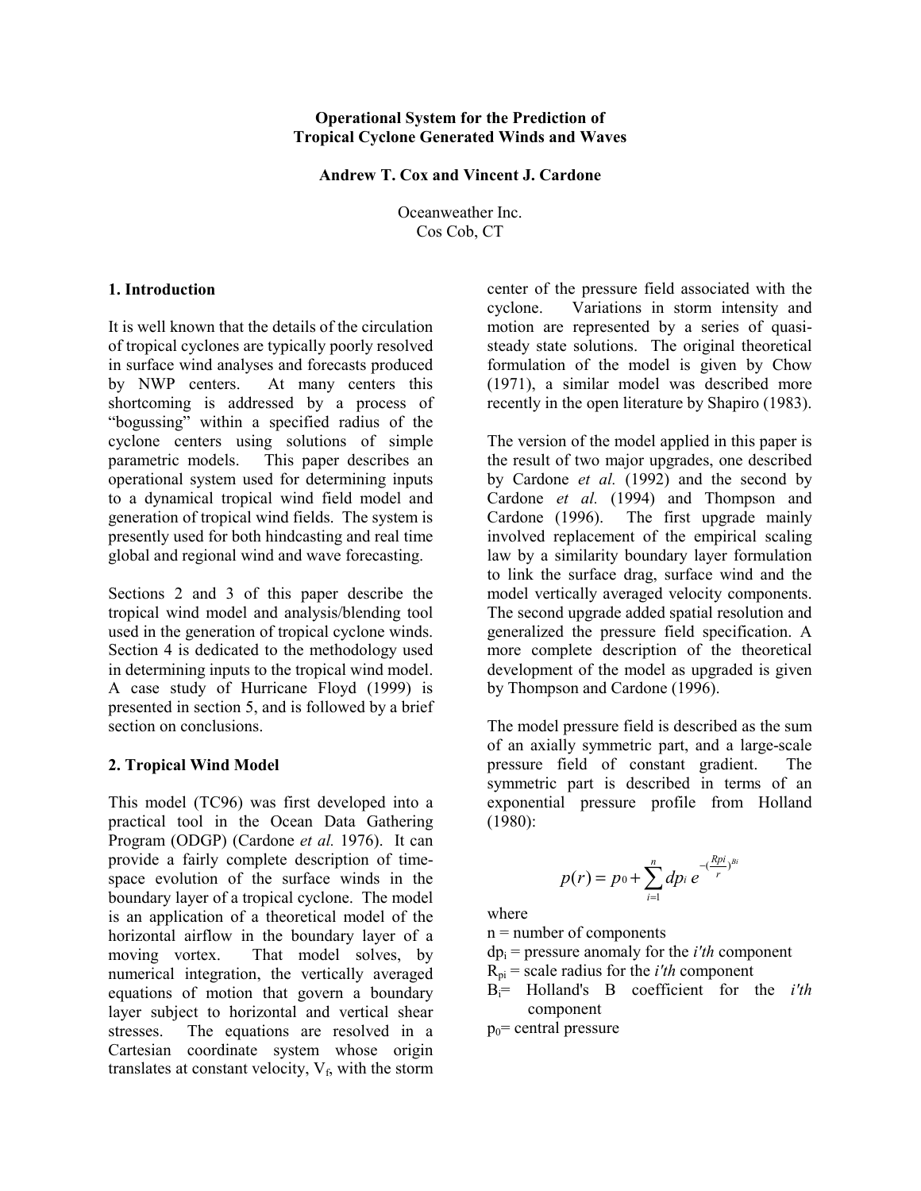# Operational System for the Prediction of Tropical Cyclone Generated Winds and Waves

**Andrew T. Cox and Vincent J. Cardone**

Oceanweather Inc.
Cos Cob, CT

## 1. Introduction

It is well known that the details of the circulation of tropical cyclones are typically poorly resolved in surface wind analyses and forecasts produced by NWP centers. At many centers this shortcoming is addressed by a process of "bogussing" within a specified radius of the cyclone centers using solutions of simple parametric models. This paper describes an operational system used for determining inputs to a dynamical tropical wind field model and generation of tropical wind fields. The system is presently used for both hindcasting and real time global and regional wind and wave forecasting.

Sections 2 and 3 of this paper describe the tropical wind model and analysis/blending tool used in the generation of tropical cyclone winds. Section 4 is dedicated to the methodology used in determining inputs to the tropical wind model. A case study of Hurricane Floyd (1999) is presented in section 5, and is followed by a brief section on conclusions.

## 2. Tropical Wind Model

This model (TC96) was first developed into a practical tool in the Ocean Data Gathering Program (ODGP) (Cardone *et al.* 1976). It can provide a fairly complete description of time-space evolution of the surface winds in the boundary layer of a tropical cyclone. The model is an application of a theoretical model of the horizontal airflow in the boundary layer of a moving vortex. That model solves, by numerical integration, the vertically averaged equations of motion that govern a boundary layer subject to horizontal and vertical shear stresses. The equations are resolved in a Cartesian coordinate system whose origin translates at constant velocity, $V_f$, with the storm center of the pressure field associated with the cyclone. Variations in storm intensity and motion are represented by a series of quasi-steady state solutions. The original theoretical formulation of the model is given by Chow (1971), a similar model was described more recently in the open literature by Shapiro (1983).

The version of the model applied in this paper is the result of two major upgrades, one described by Cardone *et al.* (1992) and the second by Cardone *et al.* (1994) and Thompson and Cardone (1996). The first upgrade mainly involved replacement of the empirical scaling law by a similarity boundary layer formulation to link the surface drag, surface wind and the model vertically averaged velocity components. The second upgrade added spatial resolution and generalized the pressure field specification. A more complete description of the theoretical development of the model as upgraded is given by Thompson and Cardone (1996).

The model pressure field is described as the sum of an axially symmetric part, and a large-scale pressure field of constant gradient. The symmetric part is described in terms of an exponential pressure profile from Holland (1980):

$$p(r) = p_0 + \sum_{i=1}^{n} dp_i \, e^{-\left(\frac{R_{pi}}{r}\right)^{B_i}}$$

where

$n$ = number of components

$dp_i$ = pressure anomaly for the *i'th* component

$R_{pi}$ = scale radius for the *i'th* component

$B_i$ = Holland's B coefficient for the *i'th* component

$p_0$ = central pressure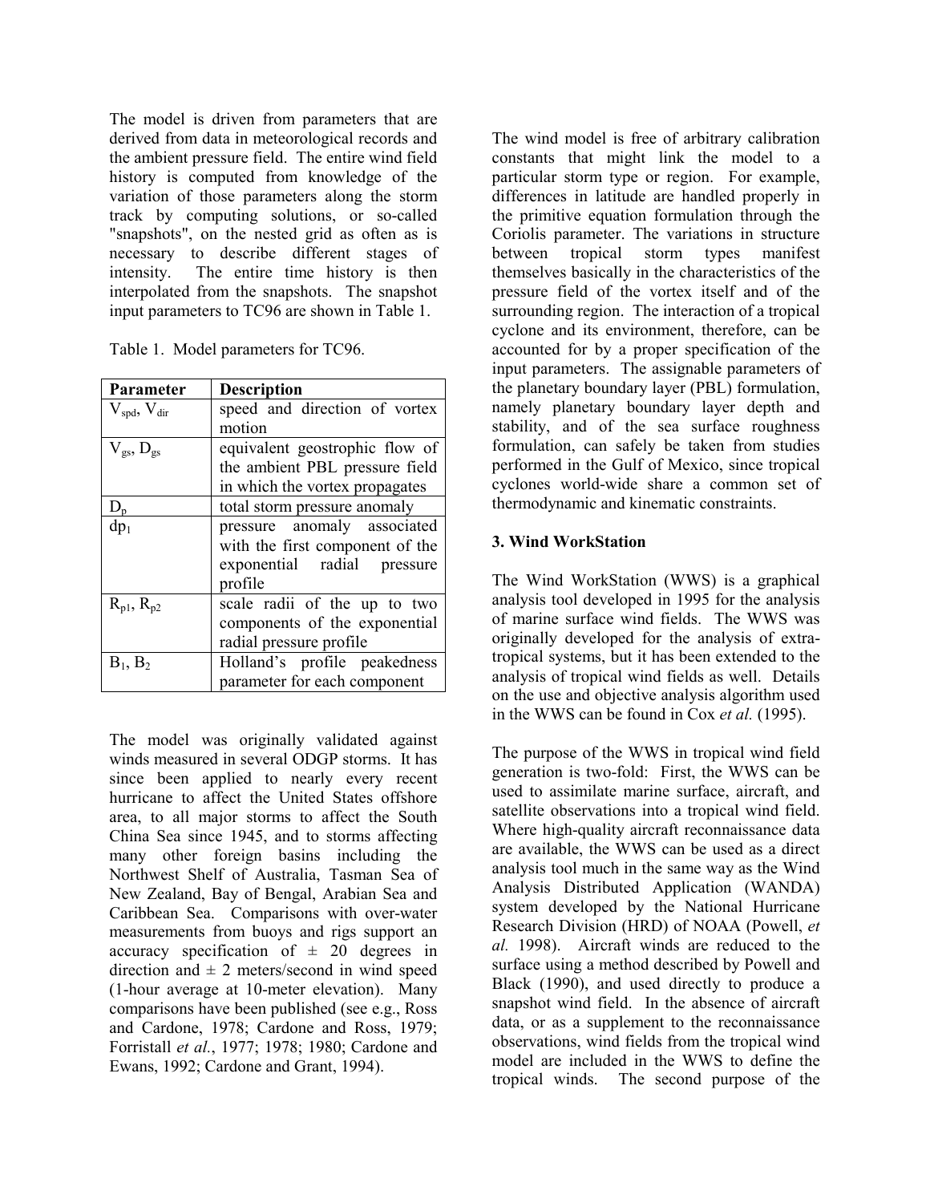The model is driven from parameters that are derived from data in meteorological records and the ambient pressure field. The entire wind field history is computed from knowledge of the variation of those parameters along the storm track by computing solutions, or so-called "snapshots", on the nested grid as often as is necessary to describe different stages of intensity. The entire time history is then interpolated from the snapshots. The snapshot input parameters to TC96 are shown in Table 1.

Table 1. Model parameters for TC96.

| **Parameter** | **Description** |
|---|---|
| $V_{spd}$, $V_{dir}$ | speed and direction of vortex motion |
| $V_{gs}$, $D_{gs}$ | equivalent geostrophic flow of the ambient PBL pressure field in which the vortex propagates |
| $D_p$ | total storm pressure anomaly |
| $dp_1$ | pressure anomaly associated with the first component of the exponential radial pressure profile |
| $R_{p1}$, $R_{p2}$ | scale radii of the up to two components of the exponential radial pressure profile |
| $B_1$, $B_2$ | Holland's profile peakedness parameter for each component |

The model was originally validated against winds measured in several ODGP storms. It has since been applied to nearly every recent hurricane to affect the United States offshore area, to all major storms to affect the South China Sea since 1945, and to storms affecting many other foreign basins including the Northwest Shelf of Australia, Tasman Sea of New Zealand, Bay of Bengal, Arabian Sea and Caribbean Sea. Comparisons with over-water measurements from buoys and rigs support an accuracy specification of ± 20 degrees in direction and ± 2 meters/second in wind speed (1-hour average at 10-meter elevation). Many comparisons have been published (see e.g., Ross and Cardone, 1978; Cardone and Ross, 1979; Forristall *et al.*, 1977; 1978; 1980; Cardone and Ewans, 1992; Cardone and Grant, 1994).

The wind model is free of arbitrary calibration constants that might link the model to a particular storm type or region. For example, differences in latitude are handled properly in the primitive equation formulation through the Coriolis parameter. The variations in structure between tropical storm types manifest themselves basically in the characteristics of the pressure field of the vortex itself and of the surrounding region. The interaction of a tropical cyclone and its environment, therefore, can be accounted for by a proper specification of the input parameters. The assignable parameters of the planetary boundary layer (PBL) formulation, namely planetary boundary layer depth and stability, and of the sea surface roughness formulation, can safely be taken from studies performed in the Gulf of Mexico, since tropical cyclones world-wide share a common set of thermodynamic and kinematic constraints.

## 3. Wind WorkStation

The Wind WorkStation (WWS) is a graphical analysis tool developed in 1995 for the analysis of marine surface wind fields. The WWS was originally developed for the analysis of extra-tropical systems, but it has been extended to the analysis of tropical wind fields as well. Details on the use and objective analysis algorithm used in the WWS can be found in Cox *et al.* (1995).

The purpose of the WWS in tropical wind field generation is two-fold: First, the WWS can be used to assimilate marine surface, aircraft, and satellite observations into a tropical wind field. Where high-quality aircraft reconnaissance data are available, the WWS can be used as a direct analysis tool much in the same way as the Wind Analysis Distributed Application (WANDA) system developed by the National Hurricane Research Division (HRD) of NOAA (Powell, *et al.* 1998). Aircraft winds are reduced to the surface using a method described by Powell and Black (1990), and used directly to produce a snapshot wind field. In the absence of aircraft data, or as a supplement to the reconnaissance observations, wind fields from the tropical wind model are included in the WWS to define the tropical winds. The second purpose of the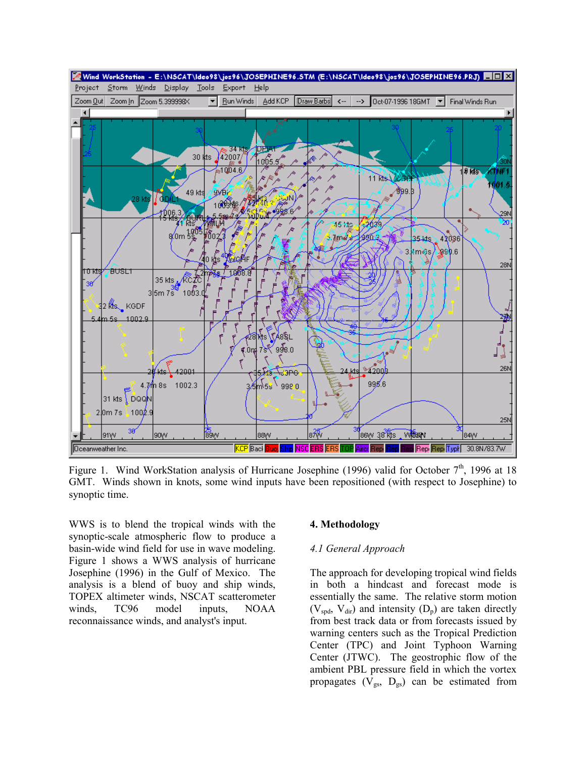Figure 1. Wind WorkStation analysis of Hurricane Josephine (1996) valid for October 7th, 1996 at 18 GMT. Winds shown in knots, some wind inputs have been repositioned (with respect to Josephine) to synoptic time.

WWS is to blend the tropical winds with the synoptic-scale atmospheric flow to produce a basin-wide wind field for use in wave modeling. Figure 1 shows a WWS analysis of hurricane Josephine (1996) in the Gulf of Mexico. The analysis is a blend of buoy and ship winds, TOPEX altimeter winds, NSCAT scatterometer winds, TC96 model inputs, NOAA reconnaissance winds, and analyst's input.

**4. Methodology**

*4.1 General Approach*

The approach for developing tropical wind fields in both a hindcast and forecast mode is essentially the same. The relative storm motion ($V_{spd}$, $V_{dir}$) and intensity ($D_p$) are taken directly from best track data or from forecasts issued by warning centers such as the Tropical Prediction Center (TPC) and Joint Typhoon Warning Center (JTWC). The geostrophic flow of the ambient PBL pressure field in which the vortex propagates ($V_{gs}$, $D_{gs}$) can be estimated from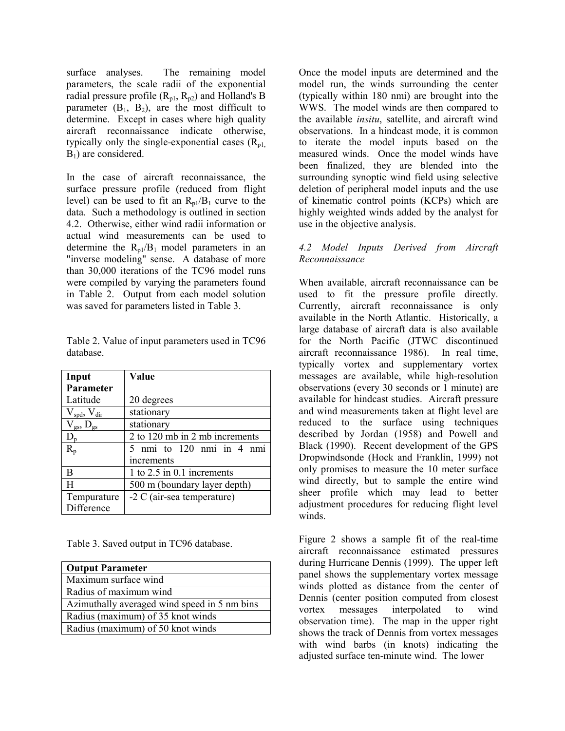surface analyses. The remaining model parameters, the scale radii of the exponential radial pressure profile ($R_{p1}$, $R_{p2}$) and Holland's B parameter ($B_1$, $B_2$), are the most difficult to determine. Except in cases where high quality aircraft reconnaissance indicate otherwise, typically only the single-exponential cases ($R_{p1,}$ $B_1$) are considered.

In the case of aircraft reconnaissance, the surface pressure profile (reduced from flight level) can be used to fit an $R_{p1}/B_1$ curve to the data. Such a methodology is outlined in section 4.2. Otherwise, either wind radii information or actual wind measurements can be used to determine the $R_{p1}/B_1$ model parameters in an "inverse modeling" sense. A database of more than 30,000 iterations of the TC96 model runs were compiled by varying the parameters found in Table 2. Output from each model solution was saved for parameters listed in Table 3.

Table 2. Value of input parameters used in TC96 database.

| Input Parameter | Value |
|---|---|
| Latitude | 20 degrees |
| $V_{spd}$, $V_{dir}$ | stationary |
| $V_{gs}$, $D_{gs}$ | stationary |
| $D_p$ | 2 to 120 mb in 2 mb increments |
| $R_p$ | 5 nmi to 120 nmi in 4 nmi increments |
| B | 1 to 2.5 in 0.1 increments |
| H | 500 m (boundary layer depth) |
| Tempurature Difference | -2 C (air-sea temperature) |

Table 3. Saved output in TC96 database.

| Output Parameter |
|---|
| Maximum surface wind |
| Radius of maximum wind |
| Azimuthally averaged wind speed in 5 nm bins |
| Radius (maximum) of 35 knot winds |
| Radius (maximum) of 50 knot winds |

Once the model inputs are determined and the model run, the winds surrounding the center (typically within 180 nmi) are brought into the WWS. The model winds are then compared to the available *insitu*, satellite, and aircraft wind observations. In a hindcast mode, it is common to iterate the model inputs based on the measured winds. Once the model winds have been finalized, they are blended into the surrounding synoptic wind field using selective deletion of peripheral model inputs and the use of kinematic control points (KCPs) which are highly weighted winds added by the analyst for use in the objective analysis.

*4.2 Model Inputs Derived from Aircraft Reconnaissance*

When available, aircraft reconnaissance can be used to fit the pressure profile directly. Currently, aircraft reconnaissance is only available in the North Atlantic. Historically, a large database of aircraft data is also available for the North Pacific (JTWC discontinued aircraft reconnaissance 1986). In real time, typically vortex and supplementary vortex messages are available, while high-resolution observations (every 30 seconds or 1 minute) are available for hindcast studies. Aircraft pressure and wind measurements taken at flight level are reduced to the surface using techniques described by Jordan (1958) and Powell and Black (1990). Recent development of the GPS Dropwindsonde (Hock and Franklin, 1999) not only promises to measure the 10 meter surface wind directly, but to sample the entire wind sheer profile which may lead to better adjustment procedures for reducing flight level winds.

Figure 2 shows a sample fit of the real-time aircraft reconnaissance estimated pressures during Hurricane Dennis (1999). The upper left panel shows the supplementary vortex message winds plotted as distance from the center of Dennis (center position computed from closest vortex messages interpolated to wind observation time). The map in the upper right shows the track of Dennis from vortex messages with wind barbs (in knots) indicating the adjusted surface ten-minute wind. The lower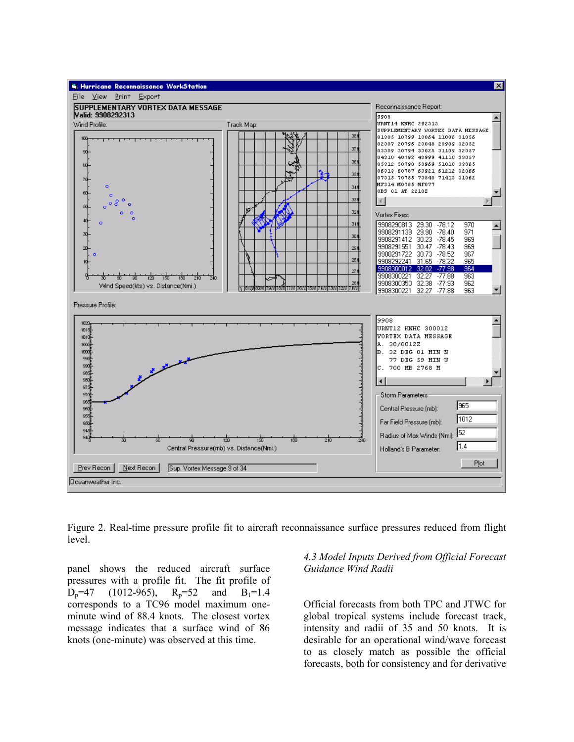Figure 2. Real-time pressure profile fit to aircraft reconnaissance surface pressures reduced from flight level.

panel shows the reduced aircraft surface pressures with a profile fit. The fit profile of $D_p$=47 (1012-965), $R_p$=52 and $B_l$=1.4 corresponds to a TC96 model maximum one-minute wind of 88.4 knots. The closest vortex message indicates that a surface wind of 86 knots (one-minute) was observed at this time.

### *4.3 Model Inputs Derived from Official Forecast Guidance Wind Radii*

Official forecasts from both TPC and JTWC for global tropical systems include forecast track, intensity and radii of 35 and 50 knots. It is desirable for an operational wind/wave forecast to as closely match as possible the official forecasts, both for consistency and for derivative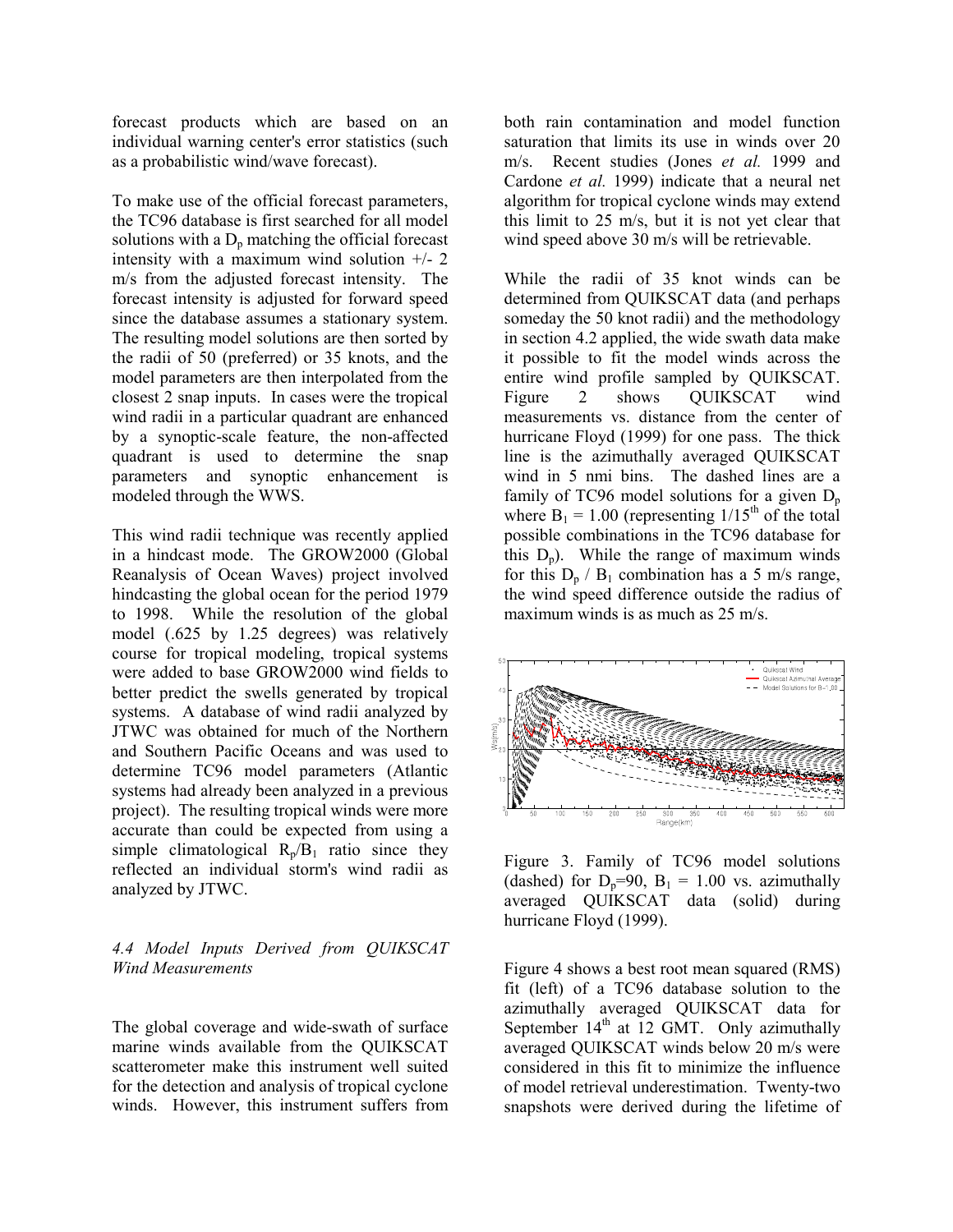forecast products which are based on an individual warning center's error statistics (such as a probabilistic wind/wave forecast).

To make use of the official forecast parameters, the TC96 database is first searched for all model solutions with a $D_p$ matching the official forecast intensity with a maximum wind solution +/- 2 m/s from the adjusted forecast intensity. The forecast intensity is adjusted for forward speed since the database assumes a stationary system. The resulting model solutions are then sorted by the radii of 50 (preferred) or 35 knots, and the model parameters are then interpolated from the closest 2 snap inputs. In cases were the tropical wind radii in a particular quadrant are enhanced by a synoptic-scale feature, the non-affected quadrant is used to determine the snap parameters and synoptic enhancement is modeled through the WWS.

This wind radii technique was recently applied in a hindcast mode. The GROW2000 (Global Reanalysis of Ocean Waves) project involved hindcasting the global ocean for the period 1979 to 1998. While the resolution of the global model (.625 by 1.25 degrees) was relatively course for tropical modeling, tropical systems were added to base GROW2000 wind fields to better predict the swells generated by tropical systems. A database of wind radii analyzed by JTWC was obtained for much of the Northern and Southern Pacific Oceans and was used to determine TC96 model parameters (Atlantic systems had already been analyzed in a previous project). The resulting tropical winds were more accurate than could be expected from using a simple climatological $R_p/B_1$ ratio since they reflected an individual storm's wind radii as analyzed by JTWC.

*4.4 Model Inputs Derived from QUIKSCAT Wind Measurements*

The global coverage and wide-swath of surface marine winds available from the QUIKSCAT scatterometer make this instrument well suited for the detection and analysis of tropical cyclone winds. However, this instrument suffers from both rain contamination and model function saturation that limits its use in winds over 20 m/s. Recent studies (Jones *et al.* 1999 and Cardone *et al.* 1999) indicate that a neural net algorithm for tropical cyclone winds may extend this limit to 25 m/s, but it is not yet clear that wind speed above 30 m/s will be retrievable.

While the radii of 35 knot winds can be determined from QUIKSCAT data (and perhaps someday the 50 knot radii) and the methodology in section 4.2 applied, the wide swath data make it possible to fit the model winds across the entire wind profile sampled by QUIKSCAT. Figure 2 shows QUIKSCAT wind measurements vs. distance from the center of hurricane Floyd (1999) for one pass. The thick line is the azimuthally averaged QUIKSCAT wind in 5 nmi bins. The dashed lines are a family of TC96 model solutions for a given $D_p$ where $B_1 = 1.00$ (representing $1/15^{th}$ of the total possible combinations in the TC96 database for this $D_p$). While the range of maximum winds for this $D_p$ / $B_1$ combination has a 5 m/s range, the wind speed difference outside the radius of maximum winds is as much as 25 m/s.

Figure 3. Family of TC96 model solutions (dashed) for $D_p$=90, $B_1$ = 1.00 vs. azimuthally averaged QUIKSCAT data (solid) during hurricane Floyd (1999).

Figure 4 shows a best root mean squared (RMS) fit (left) of a TC96 database solution to the azimuthally averaged QUIKSCAT data for September $14^{th}$ at 12 GMT. Only azimuthally averaged QUIKSCAT winds below 20 m/s were considered in this fit to minimize the influence of model retrieval underestimation. Twenty-two snapshots were derived during the lifetime of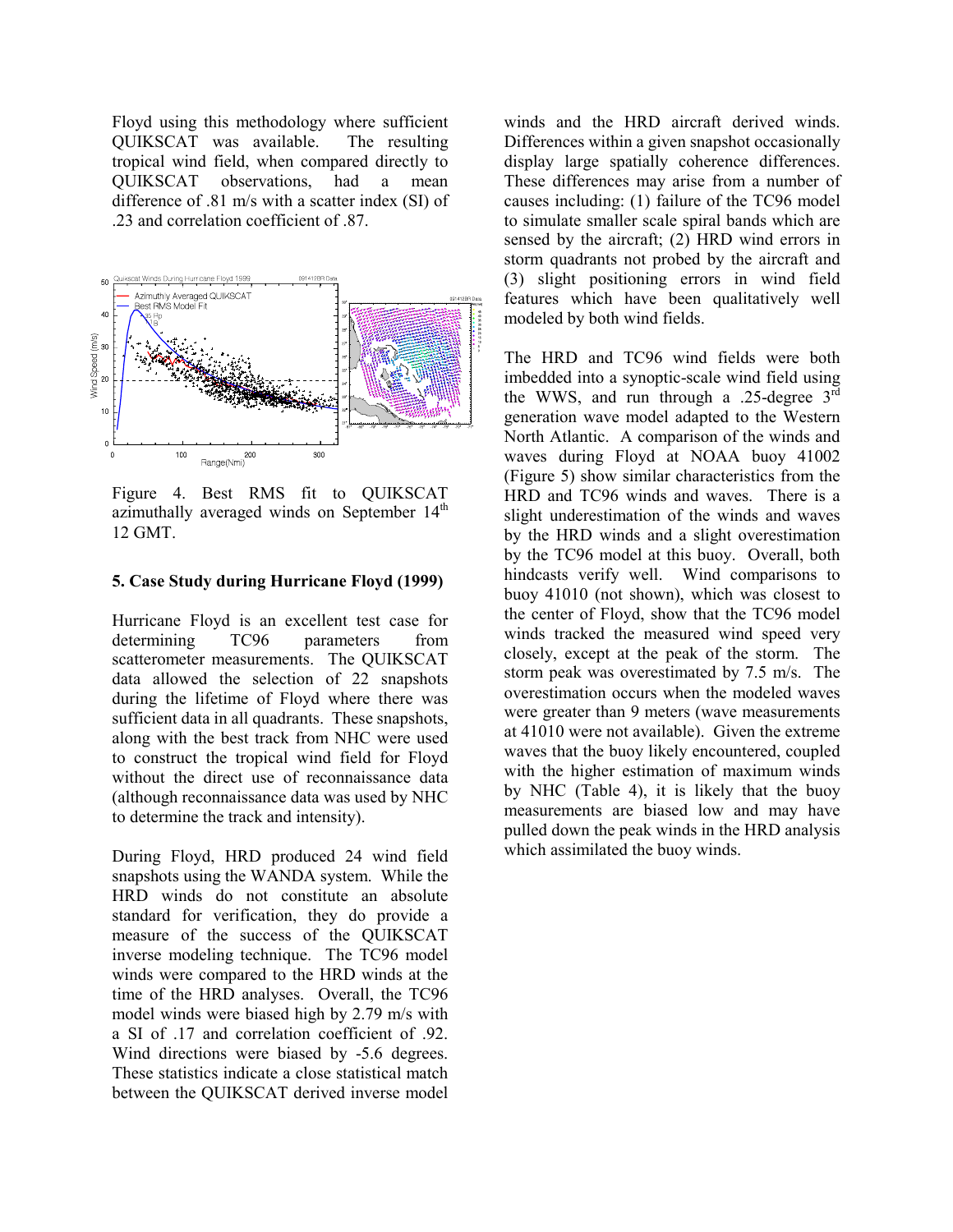Floyd using this methodology where sufficient QUIKSCAT was available. The resulting tropical wind field, when compared directly to QUIKSCAT observations, had a mean difference of .81 m/s with a scatter index (SI) of .23 and correlation coefficient of .87.

Figure 4. Best RMS fit to QUIKSCAT azimuthally averaged winds on September 14[th] 12 GMT.

## 5. Case Study during Hurricane Floyd (1999)

Hurricane Floyd is an excellent test case for determining TC96 parameters from scatterometer measurements. The QUIKSCAT data allowed the selection of 22 snapshots during the lifetime of Floyd where there was sufficient data in all quadrants. These snapshots, along with the best track from NHC were used to construct the tropical wind field for Floyd without the direct use of reconnaissance data (although reconnaissance data was used by NHC to determine the track and intensity).

During Floyd, HRD produced 24 wind field snapshots using the WANDA system. While the HRD winds do not constitute an absolute standard for verification, they do provide a measure of the success of the QUIKSCAT inverse modeling technique. The TC96 model winds were compared to the HRD winds at the time of the HRD analyses. Overall, the TC96 model winds were biased high by 2.79 m/s with a SI of .17 and correlation coefficient of .92. Wind directions were biased by -5.6 degrees. These statistics indicate a close statistical match between the QUIKSCAT derived inverse model winds and the HRD aircraft derived winds. Differences within a given snapshot occasionally display large spatially coherence differences. These differences may arise from a number of causes including: (1) failure of the TC96 model to simulate smaller scale spiral bands which are sensed by the aircraft; (2) HRD wind errors in storm quadrants not probed by the aircraft and (3) slight positioning errors in wind field features which have been qualitatively well modeled by both wind fields.

The HRD and TC96 wind fields were both imbedded into a synoptic-scale wind field using the WWS, and run through a .25-degree 3[rd] generation wave model adapted to the Western North Atlantic. A comparison of the winds and waves during Floyd at NOAA buoy 41002 (Figure 5) show similar characteristics from the HRD and TC96 winds and waves. There is a slight underestimation of the winds and waves by the HRD winds and a slight overestimation by the TC96 model at this buoy. Overall, both hindcasts verify well. Wind comparisons to buoy 41010 (not shown), which was closest to the center of Floyd, show that the TC96 model winds tracked the measured wind speed very closely, except at the peak of the storm. The storm peak was overestimated by 7.5 m/s. The overestimation occurs when the modeled waves were greater than 9 meters (wave measurements at 41010 were not available). Given the extreme waves that the buoy likely encountered, coupled with the higher estimation of maximum winds by NHC (Table 4), it is likely that the buoy measurements are biased low and may have pulled down the peak winds in the HRD analysis which assimilated the buoy winds.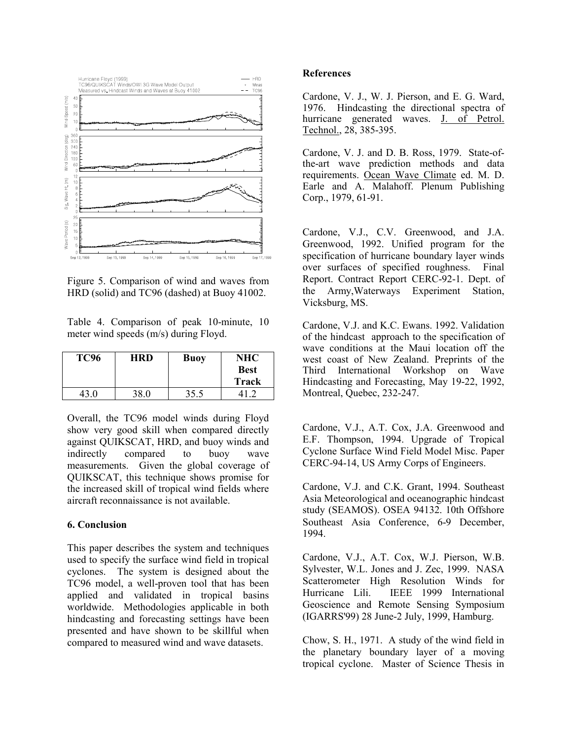Figure 5. Comparison of wind and waves from HRD (solid) and TC96 (dashed) at Buoy 41002.

Table 4. Comparison of peak 10-minute, 10 meter wind speeds (m/s) during Floyd.

| TC96 | HRD | Buoy | NHC Best Track |
|---|---|---|---|
| 43.0 | 38.0 | 35.5 | 41.2 |

Overall, the TC96 model winds during Floyd show very good skill when compared directly against QUIKSCAT, HRD, and buoy winds and indirectly compared to buoy wave measurements. Given the global coverage of QUIKSCAT, this technique shows promise for the increased skill of tropical wind fields where aircraft reconnaissance is not available.

## 6. Conclusion

This paper describes the system and techniques used to specify the surface wind field in tropical cyclones. The system is designed about the TC96 model, a well-proven tool that has been applied and validated in tropical basins worldwide. Methodologies applicable in both hindcasting and forecasting settings have been presented and have shown to be skillful when compared to measured wind and wave datasets.

## References

Cardone, V. J., W. J. Pierson, and E. G. Ward, 1976. Hindcasting the directional spectra of hurricane generated waves. J. of Petrol. Technol., 28, 385-395.

Cardone, V. J. and D. B. Ross, 1979. State-of-the-art wave prediction methods and data requirements. Ocean Wave Climate ed. M. D. Earle and A. Malahoff. Plenum Publishing Corp., 1979, 61-91.

Cardone, V.J., C.V. Greenwood, and J.A. Greenwood, 1992. Unified program for the specification of hurricane boundary layer winds over surfaces of specified roughness. Final Report. Contract Report CERC-92-1. Dept. of the Army,Waterways Experiment Station, Vicksburg, MS.

Cardone, V.J. and K.C. Ewans. 1992. Validation of the hindcast approach to the specification of wave conditions at the Maui location off the west coast of New Zealand. Preprints of the Third International Workshop on Wave Hindcasting and Forecasting, May 19-22, 1992, Montreal, Quebec, 232-247.

Cardone, V.J., A.T. Cox, J.A. Greenwood and E.F. Thompson, 1994. Upgrade of Tropical Cyclone Surface Wind Field Model Misc. Paper CERC-94-14, US Army Corps of Engineers.

Cardone, V.J. and C.K. Grant, 1994. Southeast Asia Meteorological and oceanographic hindcast study (SEAMOS). OSEA 94132. 10th Offshore Southeast Asia Conference, 6-9 December, 1994.

Cardone, V.J., A.T. Cox, W.J. Pierson, W.B. Sylvester, W.L. Jones and J. Zec, 1999. NASA Scatterometer High Resolution Winds for Hurricane Lili. IEEE 1999 International Geoscience and Remote Sensing Symposium (IGARRS'99) 28 June-2 July, 1999, Hamburg.

Chow, S. H., 1971. A study of the wind field in the planetary boundary layer of a moving tropical cyclone. Master of Science Thesis in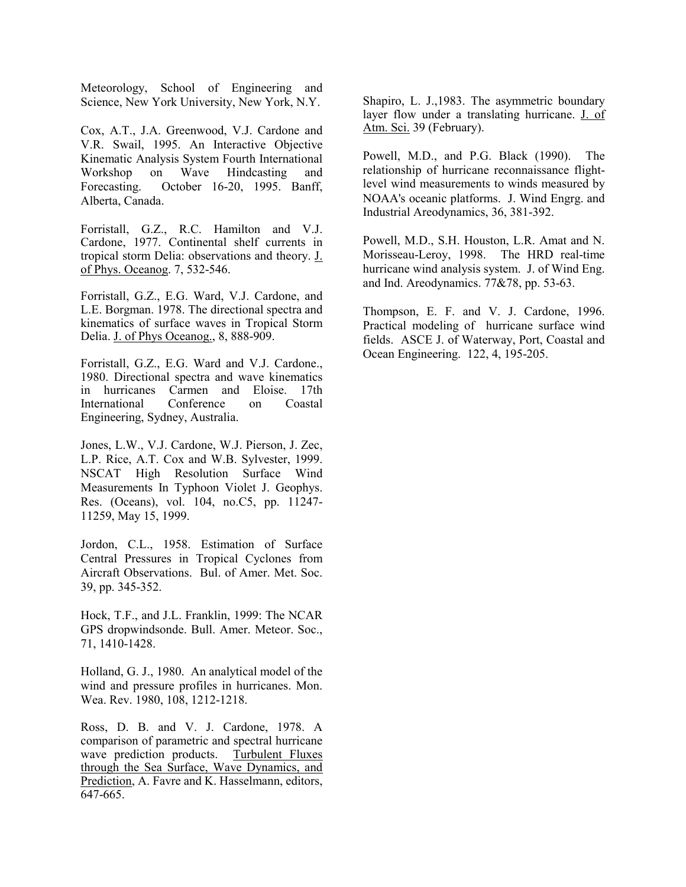Meteorology, School of Engineering and Science, New York University, New York, N.Y.

Cox, A.T., J.A. Greenwood, V.J. Cardone and V.R. Swail, 1995. An Interactive Objective Kinematic Analysis System Fourth International Workshop on Wave Hindcasting and Forecasting. October 16-20, 1995. Banff, Alberta, Canada.

Forristall, G.Z., R.C. Hamilton and V.J. Cardone, 1977. Continental shelf currents in tropical storm Delia: observations and theory. J. of Phys. Oceanog. 7, 532-546.

Forristall, G.Z., E.G. Ward, V.J. Cardone, and L.E. Borgman. 1978. The directional spectra and kinematics of surface waves in Tropical Storm Delia. J. of Phys Oceanog., 8, 888-909.

Forristall, G.Z., E.G. Ward and V.J. Cardone., 1980. Directional spectra and wave kinematics in hurricanes Carmen and Eloise. 17th International Conference on Coastal Engineering, Sydney, Australia.

Jones, L.W., V.J. Cardone, W.J. Pierson, J. Zec, L.P. Rice, A.T. Cox and W.B. Sylvester, 1999. NSCAT High Resolution Surface Wind Measurements In Typhoon Violet J. Geophys. Res. (Oceans), vol. 104, no.C5, pp. 11247-11259, May 15, 1999.

Jordon, C.L., 1958. Estimation of Surface Central Pressures in Tropical Cyclones from Aircraft Observations. Bul. of Amer. Met. Soc. 39, pp. 345-352.

Hock, T.F., and J.L. Franklin, 1999: The NCAR GPS dropwindsonde. Bull. Amer. Meteor. Soc., 71, 1410-1428.

Holland, G. J., 1980. An analytical model of the wind and pressure profiles in hurricanes. Mon. Wea. Rev. 1980, 108, 1212-1218.

Ross, D. B. and V. J. Cardone, 1978. A comparison of parametric and spectral hurricane wave prediction products. Turbulent Fluxes through the Sea Surface, Wave Dynamics, and Prediction, A. Favre and K. Hasselmann, editors, 647-665.

Shapiro, L. J.,1983. The asymmetric boundary layer flow under a translating hurricane. J. of Atm. Sci. 39 (February).

Powell, M.D., and P.G. Black (1990). The relationship of hurricane reconnaissance flight-level wind measurements to winds measured by NOAA's oceanic platforms. J. Wind Engrg. and Industrial Areodynamics, 36, 381-392.

Powell, M.D., S.H. Houston, L.R. Amat and N. Morisseau-Leroy, 1998. The HRD real-time hurricane wind analysis system. J. of Wind Eng. and Ind. Areodynamics. 77&78, pp. 53-63.

Thompson, E. F. and V. J. Cardone, 1996. Practical modeling of hurricane surface wind fields. ASCE J. of Waterway, Port, Coastal and Ocean Engineering. 122, 4, 195-205.